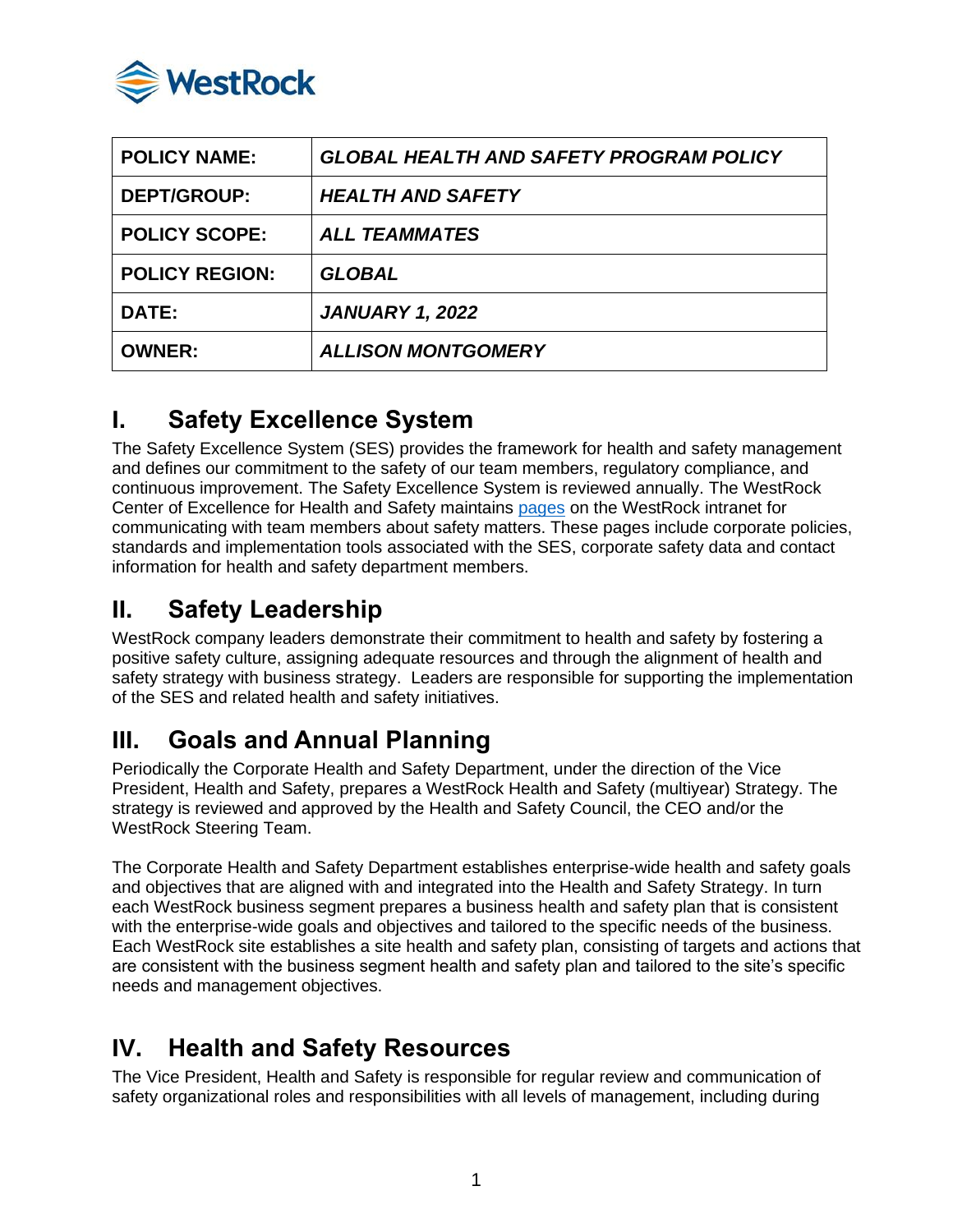| POLICY NAME: | *GLOBAL HEALTH AND SAFETY PROGRAM POLICY* |
|---|---|
| DEPT/GROUP: | *HEALTH AND SAFETY* |
| POLICY SCOPE: | *ALL TEAMMATES* |
| POLICY REGION: | *GLOBAL* |
| DATE: | *JANUARY 1, 2022* |
| OWNER: | *ALLISON MONTGOMERY* |

## I. Safety Excellence System

The Safety Excellence System (SES) provides the framework for health and safety management and defines our commitment to the safety of our team members, regulatory compliance, and continuous improvement. The Safety Excellence System is reviewed annually. The WestRock Center of Excellence for Health and Safety maintains pages on the WestRock intranet for communicating with team members about safety matters. These pages include corporate policies, standards and implementation tools associated with the SES, corporate safety data and contact information for health and safety department members.

## II. Safety Leadership

WestRock company leaders demonstrate their commitment to health and safety by fostering a positive safety culture, assigning adequate resources and through the alignment of health and safety strategy with business strategy. Leaders are responsible for supporting the implementation of the SES and related health and safety initiatives.

## III. Goals and Annual Planning

Periodically the Corporate Health and Safety Department, under the direction of the Vice President, Health and Safety, prepares a WestRock Health and Safety (multiyear) Strategy. The strategy is reviewed and approved by the Health and Safety Council, the CEO and/or the WestRock Steering Team.

The Corporate Health and Safety Department establishes enterprise-wide health and safety goals and objectives that are aligned with and integrated into the Health and Safety Strategy. In turn each WestRock business segment prepares a business health and safety plan that is consistent with the enterprise-wide goals and objectives and tailored to the specific needs of the business. Each WestRock site establishes a site health and safety plan, consisting of targets and actions that are consistent with the business segment health and safety plan and tailored to the site's specific needs and management objectives.

## IV. Health and Safety Resources

The Vice President, Health and Safety is responsible for regular review and communication of safety organizational roles and responsibilities with all levels of management, including during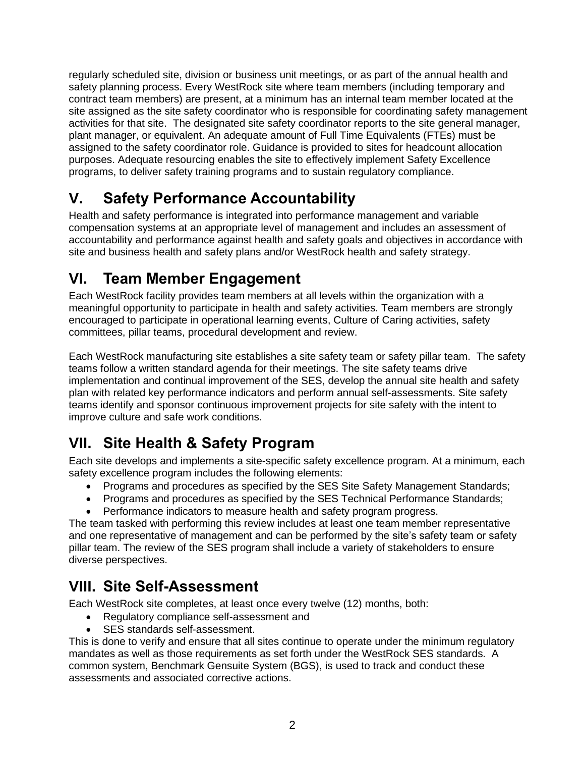regularly scheduled site, division or business unit meetings, or as part of the annual health and safety planning process. Every WestRock site where team members (including temporary and contract team members) are present, at a minimum has an internal team member located at the site assigned as the site safety coordinator who is responsible for coordinating safety management activities for that site. The designated site safety coordinator reports to the site general manager, plant manager, or equivalent. An adequate amount of Full Time Equivalents (FTEs) must be assigned to the safety coordinator role. Guidance is provided to sites for headcount allocation purposes. Adequate resourcing enables the site to effectively implement Safety Excellence programs, to deliver safety training programs and to sustain regulatory compliance.

## V. Safety Performance Accountability

Health and safety performance is integrated into performance management and variable compensation systems at an appropriate level of management and includes an assessment of accountability and performance against health and safety goals and objectives in accordance with site and business health and safety plans and/or WestRock health and safety strategy.

## VI. Team Member Engagement

Each WestRock facility provides team members at all levels within the organization with a meaningful opportunity to participate in health and safety activities. Team members are strongly encouraged to participate in operational learning events, Culture of Caring activities, safety committees, pillar teams, procedural development and review.

Each WestRock manufacturing site establishes a site safety team or safety pillar team. The safety teams follow a written standard agenda for their meetings. The site safety teams drive implementation and continual improvement of the SES, develop the annual site health and safety plan with related key performance indicators and perform annual self-assessments. Site safety teams identify and sponsor continuous improvement projects for site safety with the intent to improve culture and safe work conditions.

## VII. Site Health & Safety Program

Each site develops and implements a site-specific safety excellence program. At a minimum, each safety excellence program includes the following elements:

- Programs and procedures as specified by the SES Site Safety Management Standards;
- Programs and procedures as specified by the SES Technical Performance Standards;
- Performance indicators to measure health and safety program progress.

The team tasked with performing this review includes at least one team member representative and one representative of management and can be performed by the site's safety team or safety pillar team. The review of the SES program shall include a variety of stakeholders to ensure diverse perspectives.

## VIII. Site Self-Assessment

Each WestRock site completes, at least once every twelve (12) months, both:

- Regulatory compliance self-assessment and
- SES standards self-assessment.

This is done to verify and ensure that all sites continue to operate under the minimum regulatory mandates as well as those requirements as set forth under the WestRock SES standards. A common system, Benchmark Gensuite System (BGS), is used to track and conduct these assessments and associated corrective actions.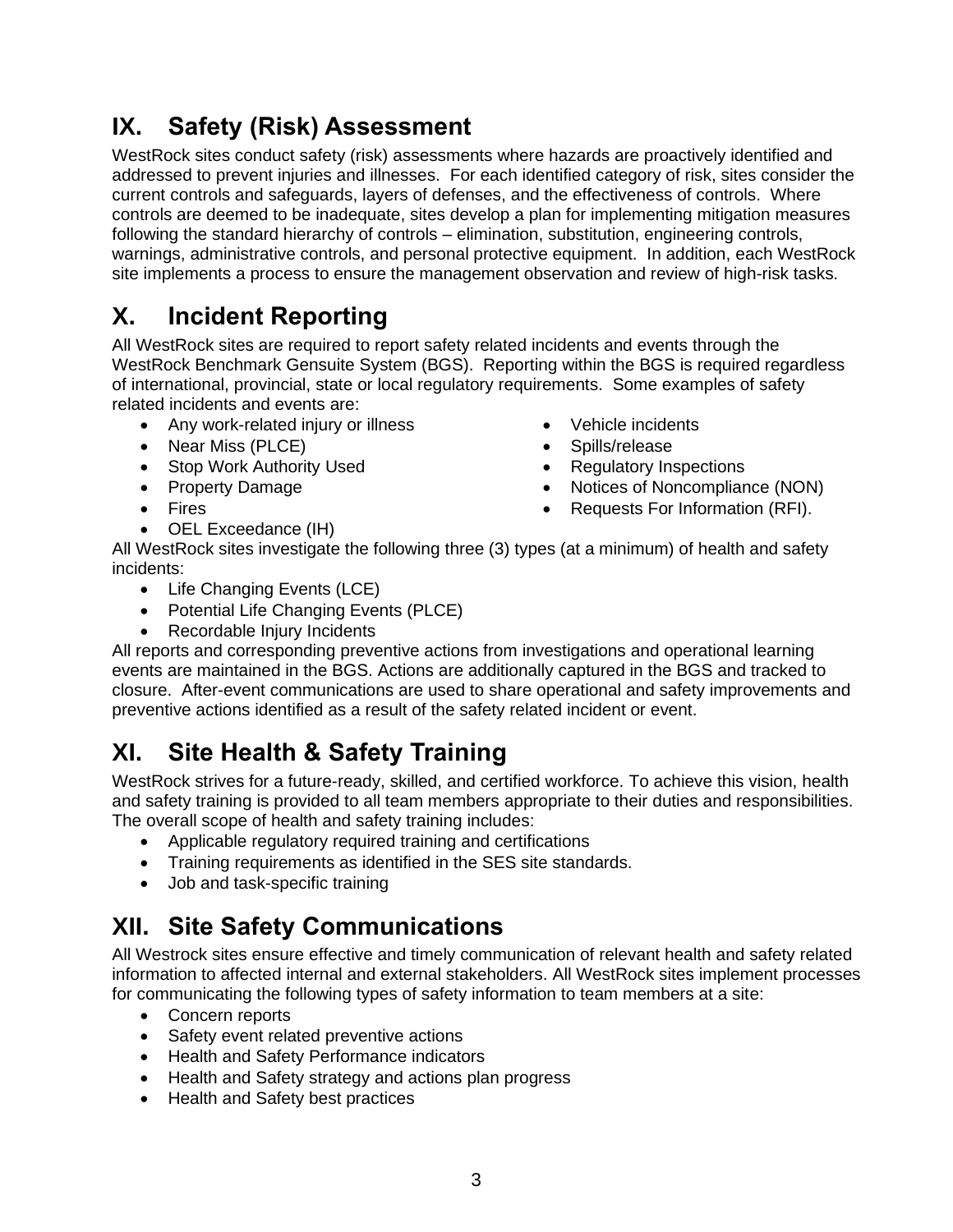## IX. Safety (Risk) Assessment

WestRock sites conduct safety (risk) assessments where hazards are proactively identified and addressed to prevent injuries and illnesses. For each identified category of risk, sites consider the current controls and safeguards, layers of defenses, and the effectiveness of controls. Where controls are deemed to be inadequate, sites develop a plan for implementing mitigation measures following the standard hierarchy of controls – elimination, substitution, engineering controls, warnings, administrative controls, and personal protective equipment. In addition, each WestRock site implements a process to ensure the management observation and review of high-risk tasks.

## X. Incident Reporting

All WestRock sites are required to report safety related incidents and events through the WestRock Benchmark Gensuite System (BGS). Reporting within the BGS is required regardless of international, provincial, state or local regulatory requirements. Some examples of safety related incidents and events are:

- Any work-related injury or illness
- Near Miss (PLCE)
- Stop Work Authority Used
- Property Damage
- Fires
- OEL Exceedance (IH)
- Vehicle incidents
- Spills/release
- Regulatory Inspections
- Notices of Noncompliance (NON)
- Requests For Information (RFI).

All WestRock sites investigate the following three (3) types (at a minimum) of health and safety incidents:

- Life Changing Events (LCE)
- Potential Life Changing Events (PLCE)
- Recordable Injury Incidents

All reports and corresponding preventive actions from investigations and operational learning events are maintained in the BGS. Actions are additionally captured in the BGS and tracked to closure. After-event communications are used to share operational and safety improvements and preventive actions identified as a result of the safety related incident or event.

## XI. Site Health & Safety Training

WestRock strives for a future-ready, skilled, and certified workforce. To achieve this vision, health and safety training is provided to all team members appropriate to their duties and responsibilities. The overall scope of health and safety training includes:

- Applicable regulatory required training and certifications
- Training requirements as identified in the SES site standards.
- Job and task-specific training

## XII. Site Safety Communications

All Westrock sites ensure effective and timely communication of relevant health and safety related information to affected internal and external stakeholders. All WestRock sites implement processes for communicating the following types of safety information to team members at a site:

- Concern reports
- Safety event related preventive actions
- Health and Safety Performance indicators
- Health and Safety strategy and actions plan progress
- Health and Safety best practices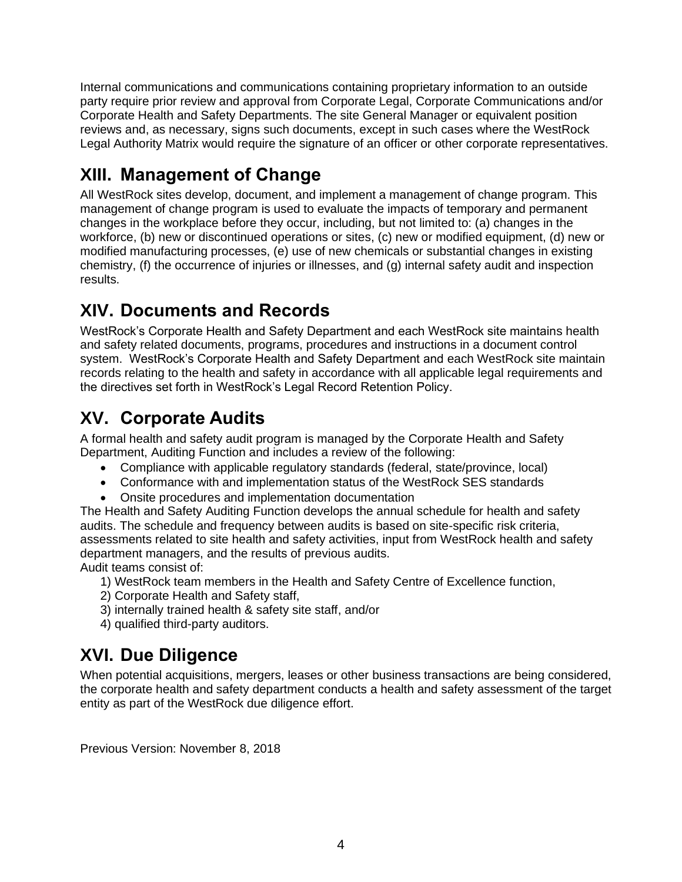Internal communications and communications containing proprietary information to an outside party require prior review and approval from Corporate Legal, Corporate Communications and/or Corporate Health and Safety Departments. The site General Manager or equivalent position reviews and, as necessary, signs such documents, except in such cases where the WestRock Legal Authority Matrix would require the signature of an officer or other corporate representatives.

## XIII. Management of Change

All WestRock sites develop, document, and implement a management of change program. This management of change program is used to evaluate the impacts of temporary and permanent changes in the workplace before they occur, including, but not limited to: (a) changes in the workforce, (b) new or discontinued operations or sites, (c) new or modified equipment, (d) new or modified manufacturing processes, (e) use of new chemicals or substantial changes in existing chemistry, (f) the occurrence of injuries or illnesses, and (g) internal safety audit and inspection results.

## XIV. Documents and Records

WestRock's Corporate Health and Safety Department and each WestRock site maintains health and safety related documents, programs, procedures and instructions in a document control system. WestRock's Corporate Health and Safety Department and each WestRock site maintain records relating to the health and safety in accordance with all applicable legal requirements and the directives set forth in WestRock's Legal Record Retention Policy.

## XV. Corporate Audits

A formal health and safety audit program is managed by the Corporate Health and Safety Department, Auditing Function and includes a review of the following:

- Compliance with applicable regulatory standards (federal, state/province, local)
- Conformance with and implementation status of the WestRock SES standards
- Onsite procedures and implementation documentation

The Health and Safety Auditing Function develops the annual schedule for health and safety audits. The schedule and frequency between audits is based on site-specific risk criteria, assessments related to site health and safety activities, input from WestRock health and safety department managers, and the results of previous audits.

Audit teams consist of:

1) WestRock team members in the Health and Safety Centre of Excellence function,
2) Corporate Health and Safety staff,
3) internally trained health & safety site staff, and/or
4) qualified third-party auditors.

## XVI. Due Diligence

When potential acquisitions, mergers, leases or other business transactions are being considered, the corporate health and safety department conducts a health and safety assessment of the target entity as part of the WestRock due diligence effort.

Previous Version: November 8, 2018